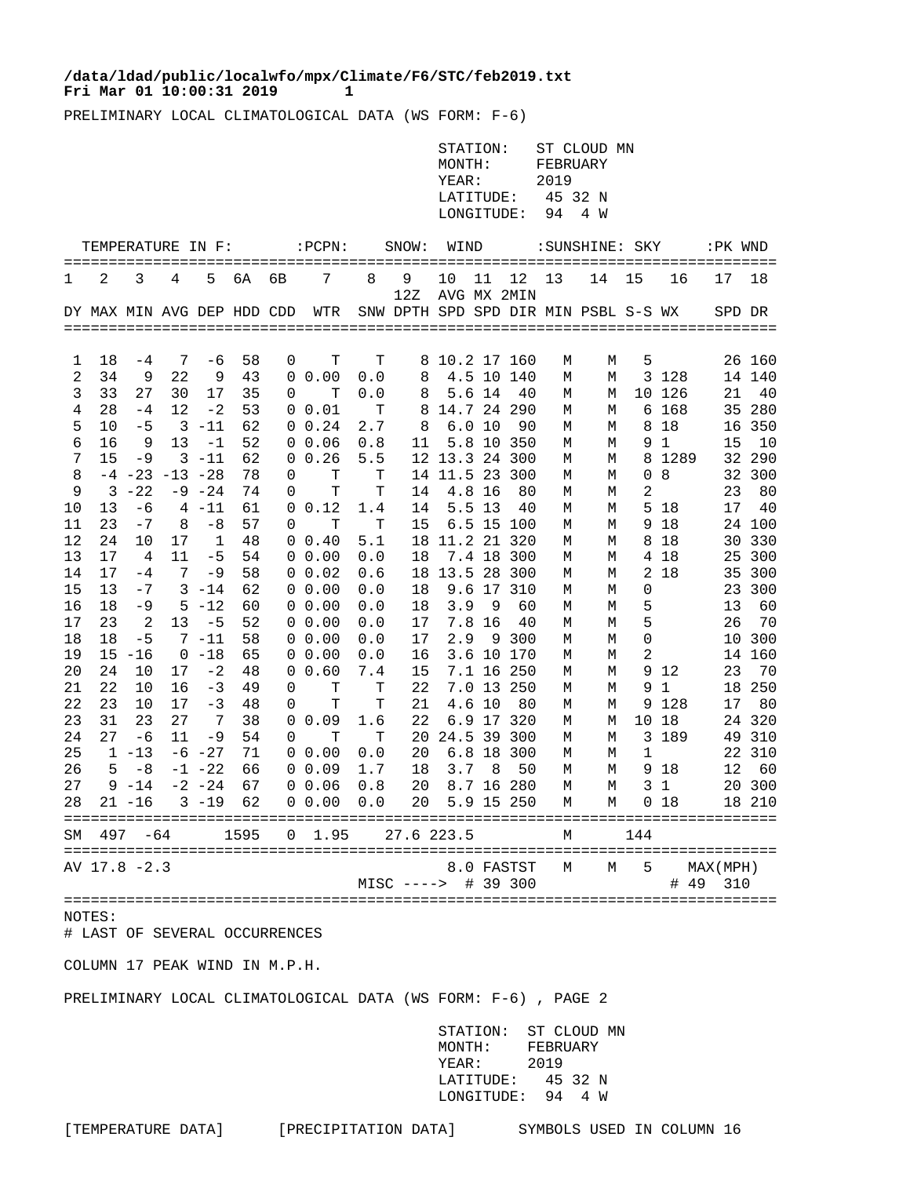**/data/ldad/public/localwfo/mpx/Climate/F6/STC/feb2019.txt**
**Fri Mar 01 10:00:31 2019 1**

PRELIMINARY LOCAL CLIMATOLOGICAL DATA (WS FORM: F-6)

STATION: ST CLOUD MN
MONTH: FEBRUARY
YEAR: 2019
LATITUDE: 45 32 N
LONGITUDE: 94 4 W

| TEMPERATURE IN F: | | | | | | | :PCPN: | | SNOW: | WIND | | | :SUNSHINE: | | SKY | | :PK WND | |
|---|---|---|---|---|---|---|---|---|---|---|---|---|---|---|---|---|---|---|
| 1 | 2 | 3 | 4 | 5 | 6A | 6B | 7 | 8 | 9 12Z | 10 AVG | 11 MX | 12 2MIN | 13 | 14 | 15 | 16 | 17 | 18 |
| DY | MAX | MIN | AVG | DEP | HDD | CDD | WTR | SNW | DPTH | SPD | SPD | DIR | MIN | PSBL | S-S | WX | SPD | DR |
| 1 | 18 | -4 | 7 | -6 | 58 | 0 | T | T | 8 | 10.2 | 17 | 160 | M | M | 5 | | 26 | 160 |
| 2 | 34 | 9 | 22 | 9 | 43 | 0 | 0.00 | 0.0 | 8 | 4.5 | 10 | 140 | M | M | 3 | 128 | 14 | 140 |
| 3 | 33 | 27 | 30 | 17 | 35 | 0 | T | 0.0 | 8 | 5.6 | 14 | 40 | M | M | 10 | 126 | 21 | 40 |
| 4 | 28 | -4 | 12 | -2 | 53 | 0 | 0.01 | T | 8 | 14.7 | 24 | 290 | M | M | 6 | 168 | 35 | 280 |
| 5 | 10 | -5 | 3 | -11 | 62 | 0 | 0.24 | 2.7 | 8 | 6.0 | 10 | 90 | M | M | 8 | 18 | 16 | 350 |
| 6 | 16 | 9 | 13 | -1 | 52 | 0 | 0.06 | 0.8 | 11 | 5.8 | 10 | 350 | M | M | 9 | 1 | 15 | 10 |
| 7 | 15 | -9 | 3 | -11 | 62 | 0 | 0.26 | 5.5 | 12 | 13.3 | 24 | 300 | M | M | 8 | 1289 | 32 | 290 |
| 8 | -4 | -23 | -13 | -28 | 78 | 0 | T | T | 14 | 11.5 | 23 | 300 | M | M | 0 | 8 | 32 | 300 |
| 9 | 3 | -22 | -9 | -24 | 74 | 0 | T | T | 14 | 4.8 | 16 | 80 | M | M | 2 | | 23 | 80 |
| 10 | 13 | -6 | 4 | -11 | 61 | 0 | 0.12 | 1.4 | 14 | 5.5 | 13 | 40 | M | M | 5 | 18 | 17 | 40 |
| 11 | 23 | -7 | 8 | -8 | 57 | 0 | T | T | 15 | 6.5 | 15 | 100 | M | M | 9 | 18 | 24 | 100 |
| 12 | 24 | 10 | 17 | 1 | 48 | 0 | 0.40 | 5.1 | 18 | 11.2 | 21 | 320 | M | M | 8 | 18 | 30 | 330 |
| 13 | 17 | 4 | 11 | -5 | 54 | 0 | 0.00 | 0.0 | 18 | 7.4 | 18 | 300 | M | M | 4 | 18 | 25 | 300 |
| 14 | 17 | -4 | 7 | -9 | 58 | 0 | 0.02 | 0.6 | 18 | 13.5 | 28 | 300 | M | M | 2 | 18 | 35 | 300 |
| 15 | 13 | -7 | 3 | -14 | 62 | 0 | 0.00 | 0.0 | 18 | 9.6 | 17 | 310 | M | M | 0 | | 23 | 300 |
| 16 | 18 | -9 | 5 | -12 | 60 | 0 | 0.00 | 0.0 | 18 | 3.9 | 9 | 60 | M | M | 5 | | 13 | 60 |
| 17 | 23 | 2 | 13 | -5 | 52 | 0 | 0.00 | 0.0 | 17 | 7.8 | 16 | 40 | M | M | 5 | | 26 | 70 |
| 18 | 18 | -5 | 7 | -11 | 58 | 0 | 0.00 | 0.0 | 17 | 2.9 | 9 | 300 | M | M | 0 | | 10 | 300 |
| 19 | 15 | -16 | 0 | -18 | 65 | 0 | 0.00 | 0.0 | 16 | 3.6 | 10 | 170 | M | M | 2 | | 14 | 160 |
| 20 | 24 | 10 | 17 | -2 | 48 | 0 | 0.60 | 7.4 | 15 | 7.1 | 16 | 250 | M | M | 9 | 12 | 23 | 70 |
| 21 | 22 | 10 | 16 | -3 | 49 | 0 | T | T | 22 | 7.0 | 13 | 250 | M | M | 9 | 1 | 18 | 250 |
| 22 | 23 | 10 | 17 | -3 | 48 | 0 | T | T | 21 | 4.6 | 10 | 80 | M | M | 9 | 128 | 17 | 80 |
| 23 | 31 | 23 | 27 | 7 | 38 | 0 | 0.09 | 1.6 | 22 | 6.9 | 17 | 320 | M | M | 10 | 18 | 24 | 320 |
| 24 | 27 | -6 | 11 | -9 | 54 | 0 | T | T | 20 | 24.5 | 39 | 300 | M | M | 3 | 189 | 49 | 310 |
| 25 | 1 | -13 | -6 | -27 | 71 | 0 | 0.00 | 0.0 | 20 | 6.8 | 18 | 300 | M | M | 1 | | 22 | 310 |
| 26 | 5 | -8 | -1 | -22 | 66 | 0 | 0.09 | 1.7 | 18 | 3.7 | 8 | 50 | M | M | 9 | 18 | 12 | 60 |
| 27 | 9 | -14 | -2 | -24 | 67 | 0 | 0.06 | 0.8 | 20 | 8.7 | 16 | 280 | M | M | 3 | 1 | 20 | 300 |
| 28 | 21 | -16 | 3 | -19 | 62 | 0 | 0.00 | 0.0 | 20 | 5.9 | 15 | 250 | M | M | 0 | 18 | 18 | 210 |
| SM | 497 | -64 | | | 1595 | 0 | 1.95 | 27.6 | | 223.5 | | | M | | 144 | | | |
| AV | 17.8 | -2.3 | | | | | | | | 8.0 | FASTST | | M | M | 5 | | MAX(MPH) | |
| | | | | | | | | MISC ----> | | # 39 | | 300 | | | | | # 49 | 310 |

NOTES:
# LAST OF SEVERAL OCCURRENCES

COLUMN 17 PEAK WIND IN M.P.H.

PRELIMINARY LOCAL CLIMATOLOGICAL DATA (WS FORM: F-6) , PAGE 2

STATION: ST CLOUD MN
MONTH: FEBRUARY
YEAR: 2019
LATITUDE: 45 32 N
LONGITUDE: 94 4 W

[TEMPERATURE DATA] [PRECIPITATION DATA] SYMBOLS USED IN COLUMN 16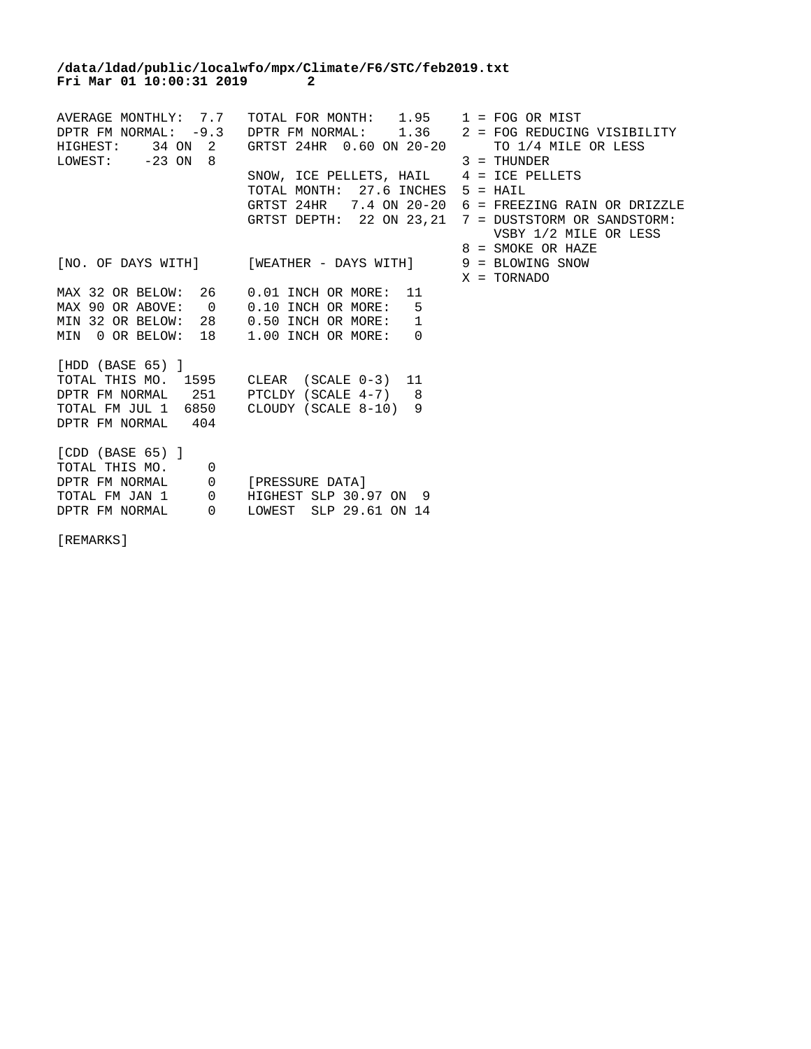/data/ldad/public/localwfo/mpx/Climate/F6/STC/feb2019.txt
Fri Mar 01 10:00:31 2019

```
AVERAGE MONTHLY:  7.7   TOTAL FOR MONTH:   1.95    1 = FOG OR MIST
DPTR FM NORMAL:  -9.3   DPTR FM NORMAL:    1.36    2 = FOG REDUCING VISIBILITY
HIGHEST:    34 ON  2    GRTST 24HR  0.60 ON 20-20      TO 1/4 MILE OR LESS
LOWEST:    -23 ON  8                               3 = THUNDER
                        SNOW, ICE PELLETS, HAIL    4 = ICE PELLETS
                        TOTAL MONTH:  27.6 INCHES  5 = HAIL
                        GRTST 24HR   7.4 ON 20-20  6 = FREEZING RAIN OR DRIZZLE
                        GRTST DEPTH:  22 ON 23,21  7 = DUSTSTORM OR SANDSTORM:
                                                       VSBY 1/2 MILE OR LESS
                                                   8 = SMOKE OR HAZE
[NO. OF DAYS WITH]      [WEATHER - DAYS WITH]      9 = BLOWING SNOW
                                                   X = TORNADO
MAX 32 OR BELOW:  26    0.01 INCH OR MORE:  11
MAX 90 OR ABOVE:   0    0.10 INCH OR MORE:   5
MIN 32 OR BELOW:  28    0.50 INCH OR MORE:   1
MIN  0 OR BELOW:  18    1.00 INCH OR MORE:   0

[HDD (BASE 65) ]
TOTAL THIS MO.  1595    CLEAR  (SCALE 0-3)  11
DPTR FM NORMAL   251    PTCLDY (SCALE 4-7)   8
TOTAL FM JUL 1  6850    CLOUDY (SCALE 8-10)  9
DPTR FM NORMAL   404

[CDD (BASE 65) ]
TOTAL THIS MO.     0
DPTR FM NORMAL     0    [PRESSURE DATA]
TOTAL FM JAN 1     0    HIGHEST SLP 30.97 ON  9
DPTR FM NORMAL     0    LOWEST  SLP 29.61 ON 14

[REMARKS]
```